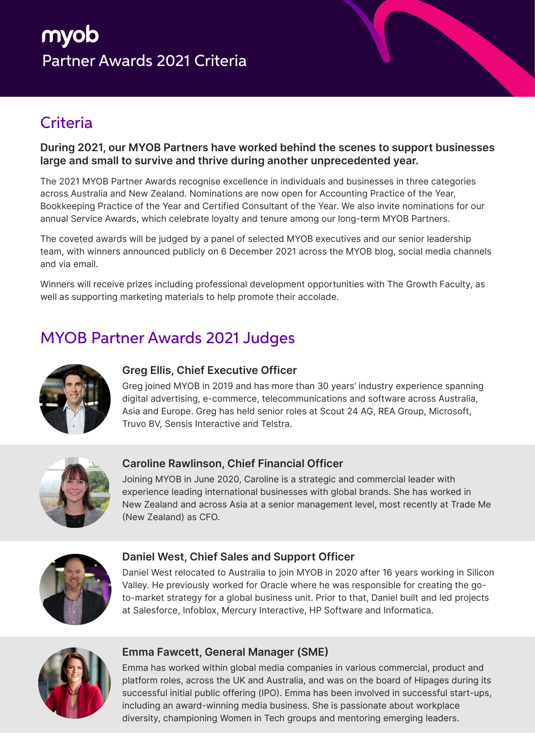myob

# Partner Awards 2021 Criteria

## Criteria

**During 2021, our MYOB Partners have worked behind the scenes to support businesses large and small to survive and thrive during another unprecedented year.**

The 2021 MYOB Partner Awards recognise excellence in individuals and businesses in three categories across Australia and New Zealand. Nominations are now open for Accounting Practice of the Year, Bookkeeping Practice of the Year and Certified Consultant of the Year. We also invite nominations for our annual Service Awards, which celebrate loyalty and tenure among our long-term MYOB Partners.

The coveted awards will be judged by a panel of selected MYOB executives and our senior leadership team, with winners announced publicly on 6 December 2021 across the MYOB blog, social media channels and via email.

Winners will receive prizes including professional development opportunities with The Growth Faculty, as well as supporting marketing materials to help promote their accolade.

## MYOB Partner Awards 2021 Judges

### Greg Ellis, Chief Executive Officer

Greg joined MYOB in 2019 and has more than 30 years' industry experience spanning digital advertising, e-commerce, telecommunications and software across Australia, Asia and Europe. Greg has held senior roles at Scout 24 AG, REA Group, Microsoft, Truvo BV, Sensis Interactive and Telstra.

### Caroline Rawlinson, Chief Financial Officer

Joining MYOB in June 2020, Caroline is a strategic and commercial leader with experience leading international businesses with global brands. She has worked in New Zealand and across Asia at a senior management level, most recently at Trade Me (New Zealand) as CFO.

### Daniel West, Chief Sales and Support Officer

Daniel West relocated to Australia to join MYOB in 2020 after 16 years working in Silicon Valley. He previously worked for Oracle where he was responsible for creating the go-to-market strategy for a global business unit. Prior to that, Daniel built and led projects at Salesforce, Infoblox, Mercury Interactive, HP Software and Informatica.

### Emma Fawcett, General Manager (SME)

Emma has worked within global media companies in various commercial, product and platform roles, across the UK and Australia, and was on the board of Hipages during its successful initial public offering (IPO). Emma has been involved in successful start-ups, including an award-winning media business. She is passionate about workplace diversity, championing Women in Tech groups and mentoring emerging leaders.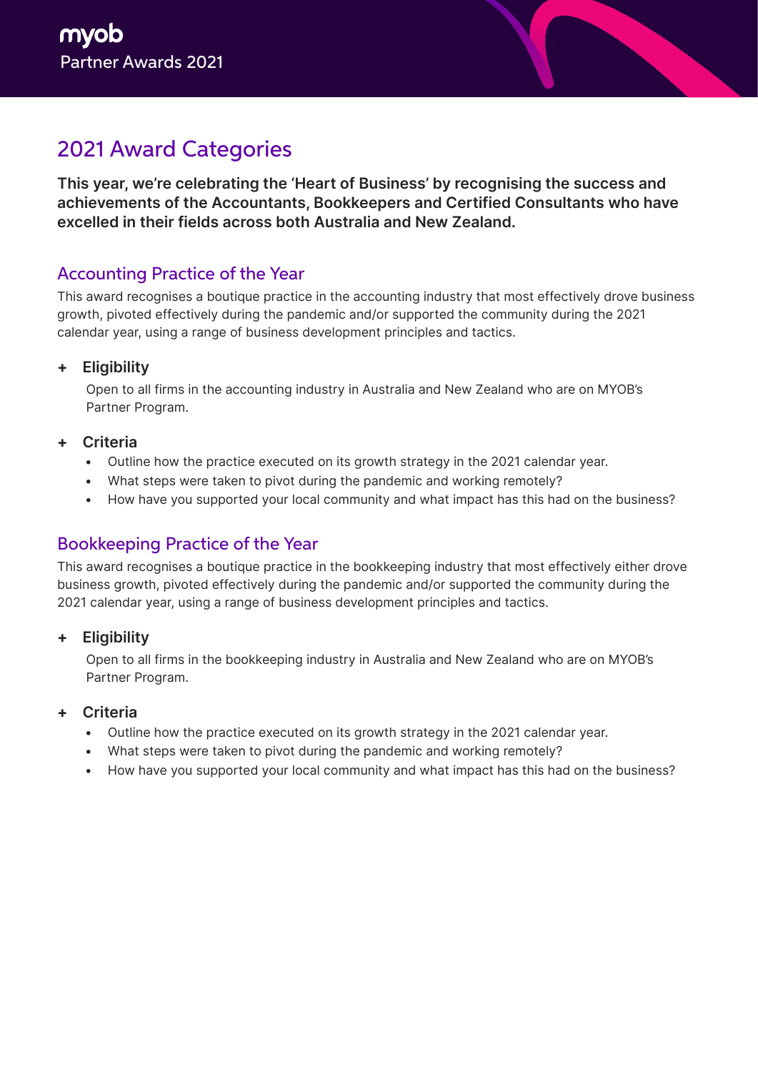# 2021 Award Categories

**This year, we're celebrating the 'Heart of Business' by recognising the success and achievements of the Accountants, Bookkeepers and Certified Consultants who have excelled in their fields across both Australia and New Zealand.**

## Accounting Practice of the Year

This award recognises a boutique practice in the accounting industry that most effectively drove business growth, pivoted effectively during the pandemic and/or supported the community during the 2021 calendar year, using a range of business development principles and tactics.

### + Eligibility

Open to all firms in the accounting industry in Australia and New Zealand who are on MYOB's Partner Program.

### + Criteria

- Outline how the practice executed on its growth strategy in the 2021 calendar year.
- What steps were taken to pivot during the pandemic and working remotely?
- How have you supported your local community and what impact has this had on the business?

## Bookkeeping Practice of the Year

This award recognises a boutique practice in the bookkeeping industry that most effectively either drove business growth, pivoted effectively during the pandemic and/or supported the community during the 2021 calendar year, using a range of business development principles and tactics.

### + Eligibility

Open to all firms in the bookkeeping industry in Australia and New Zealand who are on MYOB's Partner Program.

### + Criteria

- Outline how the practice executed on its growth strategy in the 2021 calendar year.
- What steps were taken to pivot during the pandemic and working remotely?
- How have you supported your local community and what impact has this had on the business?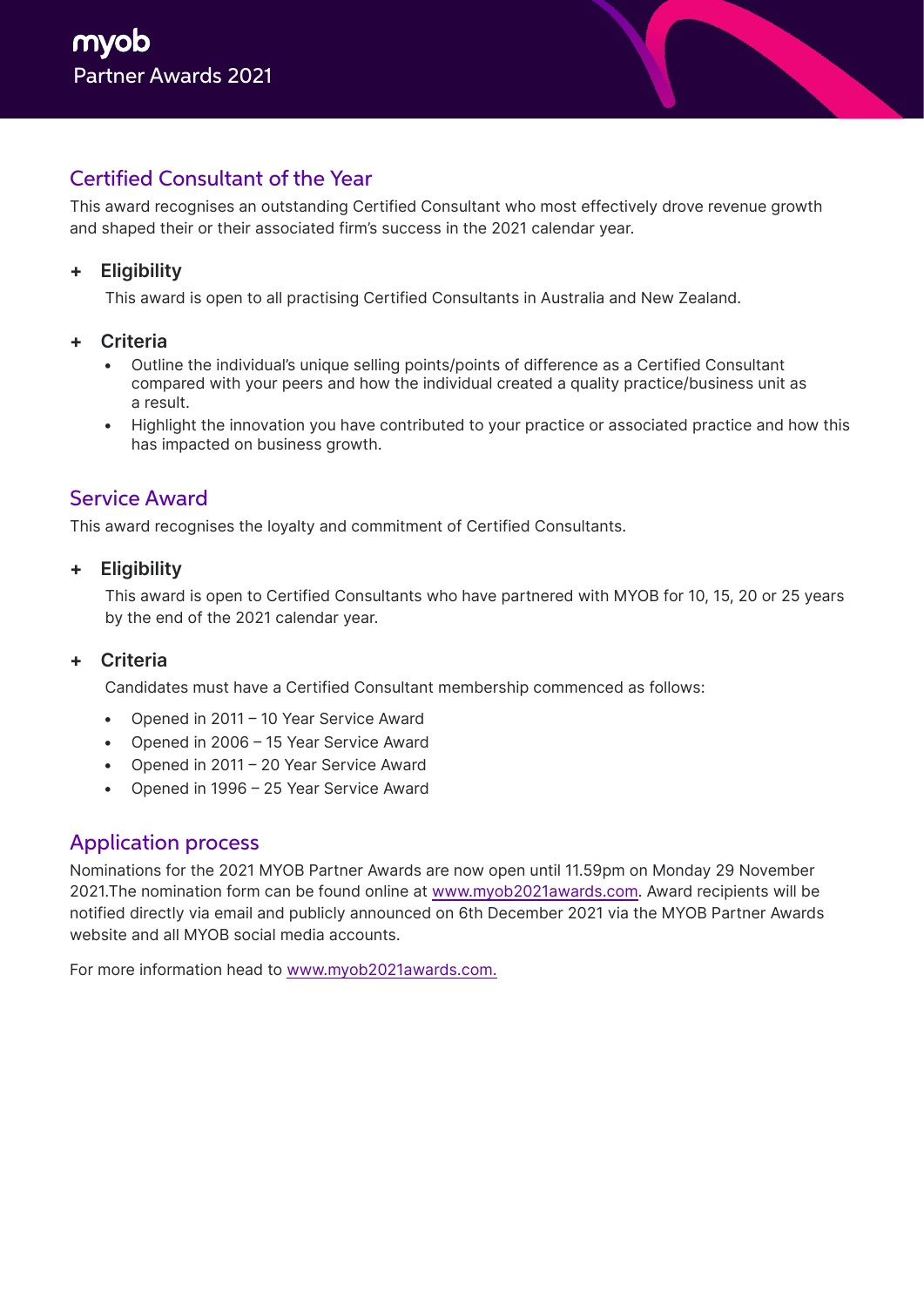## Certified Consultant of the Year

This award recognises an outstanding Certified Consultant who most effectively drove revenue growth and shaped their or their associated firm's success in the 2021 calendar year.

### + Eligibility

This award is open to all practising Certified Consultants in Australia and New Zealand.

### + Criteria

- Outline the individual's unique selling points/points of difference as a Certified Consultant compared with your peers and how the individual created a quality practice/business unit as a result.
- Highlight the innovation you have contributed to your practice or associated practice and how this has impacted on business growth.

## Service Award

This award recognises the loyalty and commitment of Certified Consultants.

### + Eligibility

This award is open to Certified Consultants who have partnered with MYOB for 10, 15, 20 or 25 years by the end of the 2021 calendar year.

### + Criteria

Candidates must have a Certified Consultant membership commenced as follows:

- Opened in 2011 – 10 Year Service Award
- Opened in 2006 – 15 Year Service Award
- Opened in 2011 – 20 Year Service Award
- Opened in 1996 – 25 Year Service Award

## Application process

Nominations for the 2021 MYOB Partner Awards are now open until 11.59pm on Monday 29 November 2021.The nomination form can be found online at www.myob2021awards.com. Award recipients will be notified directly via email and publicly announced on 6th December 2021 via the MYOB Partner Awards website and all MYOB social media accounts.

For more information head to www.myob2021awards.com.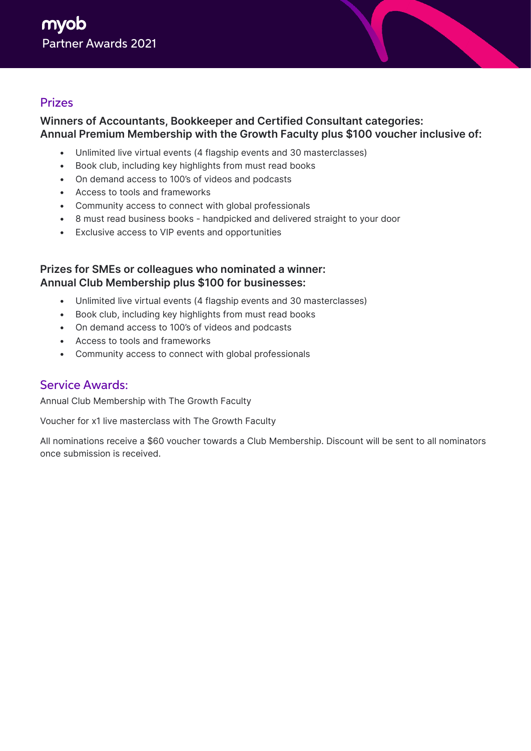## Prizes

**Winners of Accountants, Bookkeeper and Certified Consultant categories:**
**Annual Premium Membership with the Growth Faculty plus $100 voucher inclusive of:**

- Unlimited live virtual events (4 flagship events and 30 masterclasses)
- Book club, including key highlights from must read books
- On demand access to 100's of videos and podcasts
- Access to tools and frameworks
- Community access to connect with global professionals
- 8 must read business books - handpicked and delivered straight to your door
- Exclusive access to VIP events and opportunities

**Prizes for SMEs or colleagues who nominated a winner:**
**Annual Club Membership plus $100 for businesses:**

- Unlimited live virtual events (4 flagship events and 30 masterclasses)
- Book club, including key highlights from must read books
- On demand access to 100's of videos and podcasts
- Access to tools and frameworks
- Community access to connect with global professionals

## Service Awards:

Annual Club Membership with The Growth Faculty

Voucher for x1 live masterclass with The Growth Faculty

All nominations receive a $60 voucher towards a Club Membership. Discount will be sent to all nominators once submission is received.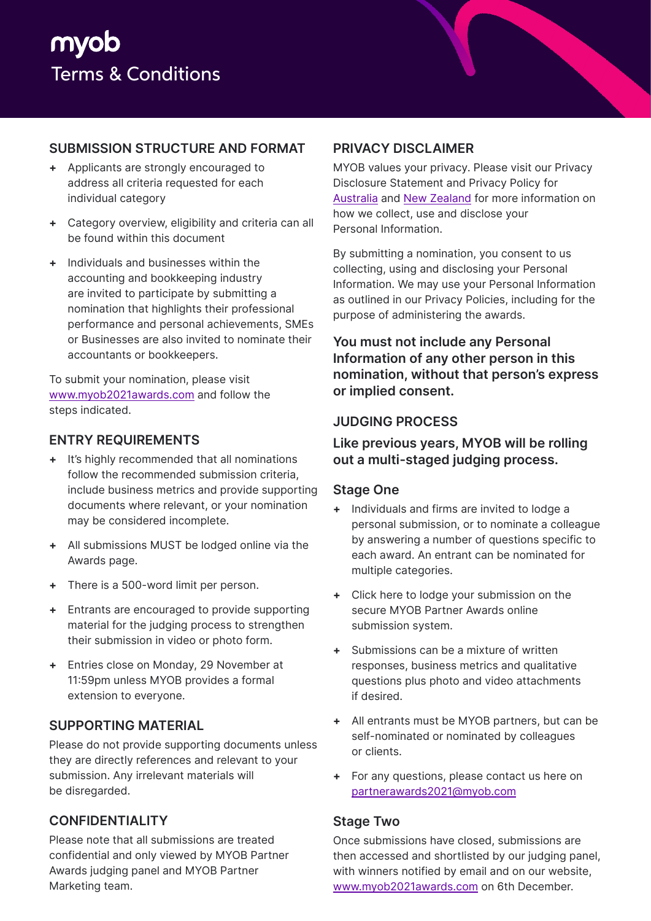# Terms & Conditions

## SUBMISSION STRUCTURE AND FORMAT

+ Applicants are strongly encouraged to address all criteria requested for each individual category
+ Category overview, eligibility and criteria can all be found within this document
+ Individuals and businesses within the accounting and bookkeeping industry are invited to participate by submitting a nomination that highlights their professional performance and personal achievements, SMEs or Businesses are also invited to nominate their accountants or bookkeepers.

To submit your nomination, please visit www.myob2021awards.com and follow the steps indicated.

## ENTRY REQUIREMENTS

+ It's highly recommended that all nominations follow the recommended submission criteria, include business metrics and provide supporting documents where relevant, or your nomination may be considered incomplete.
+ All submissions MUST be lodged online via the Awards page.
+ There is a 500-word limit per person.
+ Entrants are encouraged to provide supporting material for the judging process to strengthen their submission in video or photo form.
+ Entries close on Monday, 29 November at 11:59pm unless MYOB provides a formal extension to everyone.

## SUPPORTING MATERIAL

Please do not provide supporting documents unless they are directly references and relevant to your submission. Any irrelevant materials will be disregarded.

## CONFIDENTIALITY

Please note that all submissions are treated confidential and only viewed by MYOB Partner Awards judging panel and MYOB Partner Marketing team.

## PRIVACY DISCLAIMER

MYOB values your privacy. Please visit our Privacy Disclosure Statement and Privacy Policy for Australia and New Zealand for more information on how we collect, use and disclose your Personal Information.

By submitting a nomination, you consent to us collecting, using and disclosing your Personal Information. We may use your Personal Information as outlined in our Privacy Policies, including for the purpose of administering the awards.

**You must not include any Personal Information of any other person in this nomination, without that person's express or implied consent.**

## JUDGING PROCESS

**Like previous years, MYOB will be rolling out a multi-staged judging process.**

### Stage One

+ Individuals and firms are invited to lodge a personal submission, or to nominate a colleague by answering a number of questions specific to each award. An entrant can be nominated for multiple categories.
+ Click here to lodge your submission on the secure MYOB Partner Awards online submission system.
+ Submissions can be a mixture of written responses, business metrics and qualitative questions plus photo and video attachments if desired.
+ All entrants must be MYOB partners, but can be self-nominated or nominated by colleagues or clients.
+ For any questions, please contact us here on partnerawards2021@myob.com

### Stage Two

Once submissions have closed, submissions are then accessed and shortlisted by our judging panel, with winners notified by email and on our website, www.myob2021awards.com on 6th December.